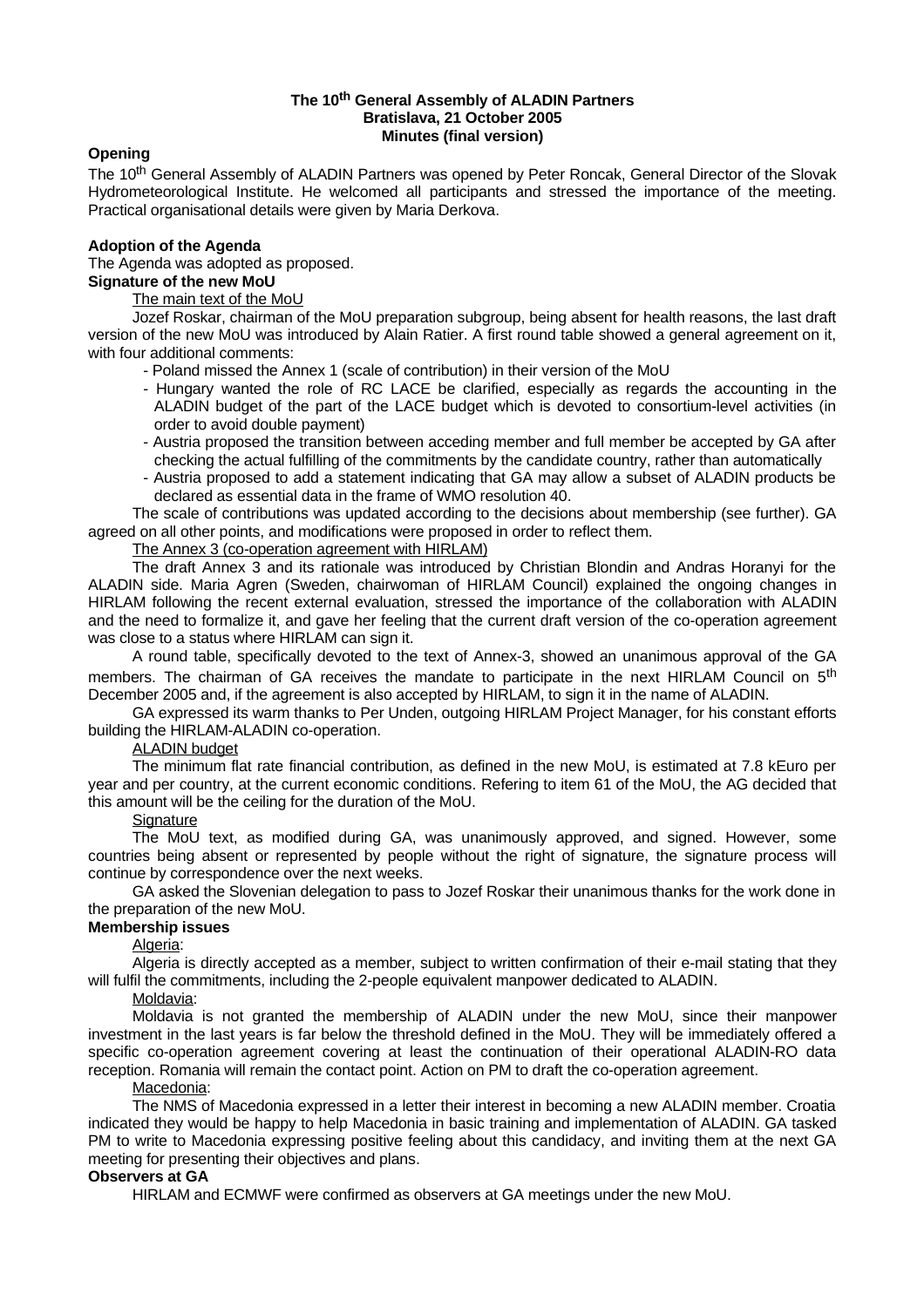**The 10th General Assembly of ALADIN Partners**
**Bratislava, 21 October 2005**
**Minutes (final version)**

## Opening

The 10th General Assembly of ALADIN Partners was opened by Peter Roncak, General Director of the Slovak Hydrometeorological Institute. He welcomed all participants and stressed the importance of the meeting. Practical organisational details were given by Maria Derkova.

## Adoption of the Agenda

The Agenda was adopted as proposed.

## Signature of the new MoU

The main text of the MoU

Jozef Roskar, chairman of the MoU preparation subgroup, being absent for health reasons, the last draft version of the new MoU was introduced by Alain Ratier. A first round table showed a general agreement on it, with four additional comments:

- Poland missed the Annex 1 (scale of contribution) in their version of the MoU
- Hungary wanted the role of RC LACE be clarified, especially as regards the accounting in the ALADIN budget of the part of the LACE budget which is devoted to consortium-level activities (in order to avoid double payment)
- Austria proposed the transition between acceding member and full member be accepted by GA after checking the actual fulfilling of the commitments by the candidate country, rather than automatically
- Austria proposed to add a statement indicating that GA may allow a subset of ALADIN products be declared as essential data in the frame of WMO resolution 40.

The scale of contributions was updated according to the decisions about membership (see further). GA agreed on all other points, and modifications were proposed in order to reflect them.

The Annex 3 (co-operation agreement with HIRLAM)

The draft Annex 3 and its rationale was introduced by Christian Blondin and Andras Horanyi for the ALADIN side. Maria Agren (Sweden, chairwoman of HIRLAM Council) explained the ongoing changes in HIRLAM following the recent external evaluation, stressed the importance of the collaboration with ALADIN and the need to formalize it, and gave her feeling that the current draft version of the co-operation agreement was close to a status where HIRLAM can sign it.

A round table, specifically devoted to the text of Annex-3, showed an unanimous approval of the GA members. The chairman of GA receives the mandate to participate in the next HIRLAM Council on 5th December 2005 and, if the agreement is also accepted by HIRLAM, to sign it in the name of ALADIN.

GA expressed its warm thanks to Per Unden, outgoing HIRLAM Project Manager, for his constant efforts building the HIRLAM-ALADIN co-operation.

ALADIN budget

The minimum flat rate financial contribution, as defined in the new MoU, is estimated at 7.8 kEuro per year and per country, at the current economic conditions. Refering to item 61 of the MoU, the AG decided that this amount will be the ceiling for the duration of the MoU.

Signature

The MoU text, as modified during GA, was unanimously approved, and signed. However, some countries being absent or represented by people without the right of signature, the signature process will continue by correspondence over the next weeks.

GA asked the Slovenian delegation to pass to Jozef Roskar their unanimous thanks for the work done in the preparation of the new MoU.

## Membership issues

Algeria:

Algeria is directly accepted as a member, subject to written confirmation of their e-mail stating that they will fulfil the commitments, including the 2-people equivalent manpower dedicated to ALADIN.

Moldavia:

Moldavia is not granted the membership of ALADIN under the new MoU, since their manpower investment in the last years is far below the threshold defined in the MoU. They will be immediately offered a specific co-operation agreement covering at least the continuation of their operational ALADIN-RO data reception. Romania will remain the contact point. Action on PM to draft the co-operation agreement.

Macedonia:

The NMS of Macedonia expressed in a letter their interest in becoming a new ALADIN member. Croatia indicated they would be happy to help Macedonia in basic training and implementation of ALADIN. GA tasked PM to write to Macedonia expressing positive feeling about this candidacy, and inviting them at the next GA meeting for presenting their objectives and plans.

## Observers at GA

HIRLAM and ECMWF were confirmed as observers at GA meetings under the new MoU.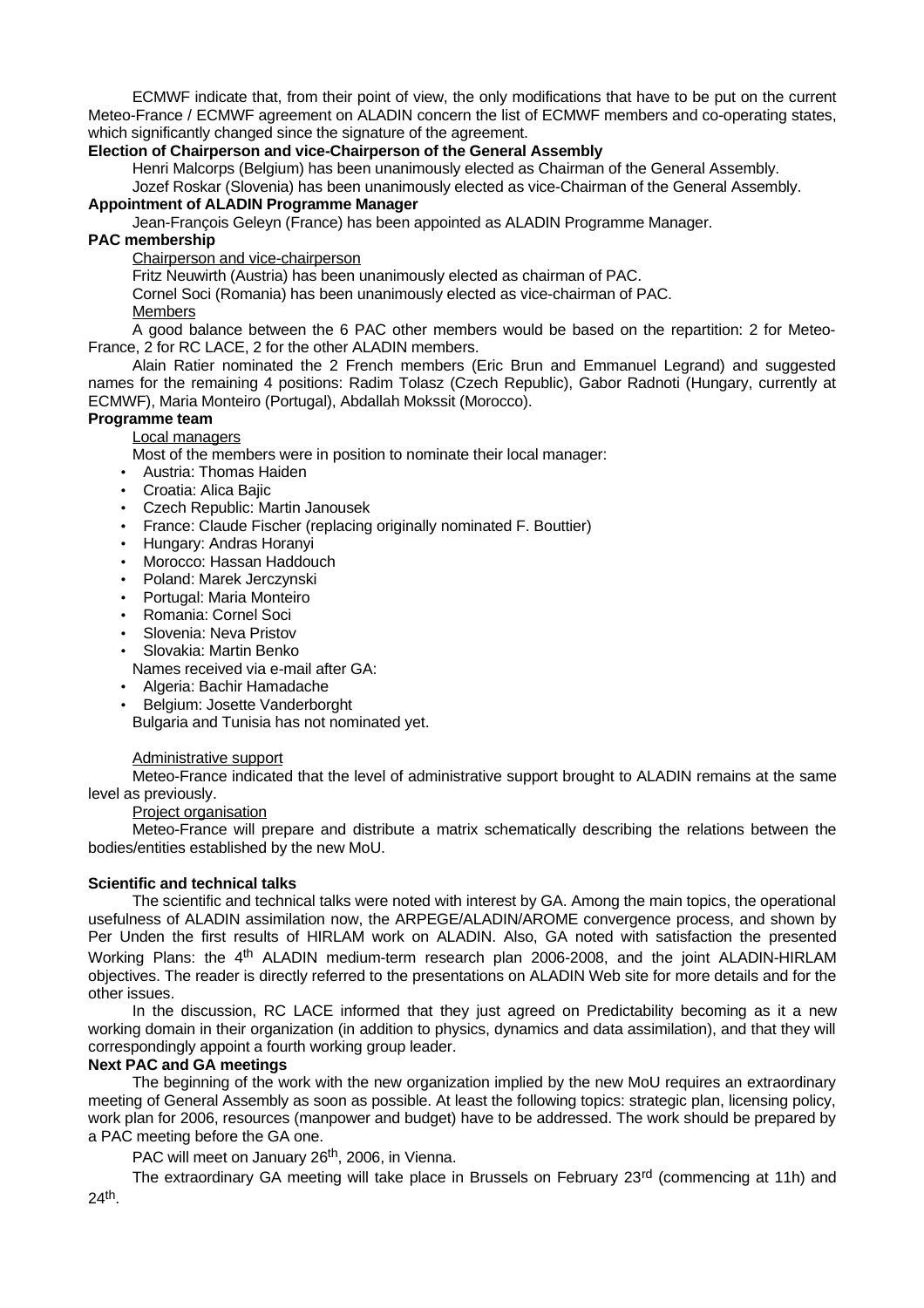ECMWF indicate that, from their point of view, the only modifications that have to be put on the current Meteo-France / ECMWF agreement on ALADIN concern the list of ECMWF members and co-operating states, which significantly changed since the signature of the agreement.

**Election of Chairperson and vice-Chairperson of the General Assembly**

Henri Malcorps (Belgium) has been unanimously elected as Chairman of the General Assembly.

Jozef Roskar (Slovenia) has been unanimously elected as vice-Chairman of the General Assembly.

**Appointment of ALADIN Programme Manager**

Jean-François Geleyn (France) has been appointed as ALADIN Programme Manager.

**PAC membership**

Chairperson and vice-chairperson

Fritz Neuwirth (Austria) has been unanimously elected as chairman of PAC.

Cornel Soci (Romania) has been unanimously elected as vice-chairman of PAC.

Members

A good balance between the 6 PAC other members would be based on the repartition: 2 for Meteo-France, 2 for RC LACE, 2 for the other ALADIN members.

Alain Ratier nominated the 2 French members (Eric Brun and Emmanuel Legrand) and suggested names for the remaining 4 positions: Radim Tolasz (Czech Republic), Gabor Radnoti (Hungary, currently at ECMWF), Maria Monteiro (Portugal), Abdallah Mokssit (Morocco).

**Programme team**

Local managers

Most of the members were in position to nominate their local manager:

- Austria: Thomas Haiden
- Croatia: Alica Bajic
- Czech Republic: Martin Janousek
- France: Claude Fischer (replacing originally nominated F. Bouttier)
- Hungary: Andras Horanyi
- Morocco: Hassan Haddouch
- Poland: Marek Jerczynski
- Portugal: Maria Monteiro
- Romania: Cornel Soci
- Slovenia: Neva Pristov
- Slovakia: Martin Benko

Names received via e-mail after GA:

- Algeria: Bachir Hamadache
- Belgium: Josette Vanderborght

Bulgaria and Tunisia has not nominated yet.

Administrative support

Meteo-France indicated that the level of administrative support brought to ALADIN remains at the same level as previously.

Project organisation

Meteo-France will prepare and distribute a matrix schematically describing the relations between the bodies/entities established by the new MoU.

**Scientific and technical talks**

The scientific and technical talks were noted with interest by GA. Among the main topics, the operational usefulness of ALADIN assimilation now, the ARPEGE/ALADIN/AROME convergence process, and shown by Per Unden the first results of HIRLAM work on ALADIN. Also, GA noted with satisfaction the presented Working Plans: the 4th ALADIN medium-term research plan 2006-2008, and the joint ALADIN-HIRLAM objectives. The reader is directly referred to the presentations on ALADIN Web site for more details and for the other issues.

In the discussion, RC LACE informed that they just agreed on Predictability becoming as it a new working domain in their organization (in addition to physics, dynamics and data assimilation), and that they will correspondingly appoint a fourth working group leader.

**Next PAC and GA meetings**

The beginning of the work with the new organization implied by the new MoU requires an extraordinary meeting of General Assembly as soon as possible. At least the following topics: strategic plan, licensing policy, work plan for 2006, resources (manpower and budget) have to be addressed. The work should be prepared by a PAC meeting before the GA one.

PAC will meet on January 26th, 2006, in Vienna.

The extraordinary GA meeting will take place in Brussels on February 23rd (commencing at 11h) and 24th.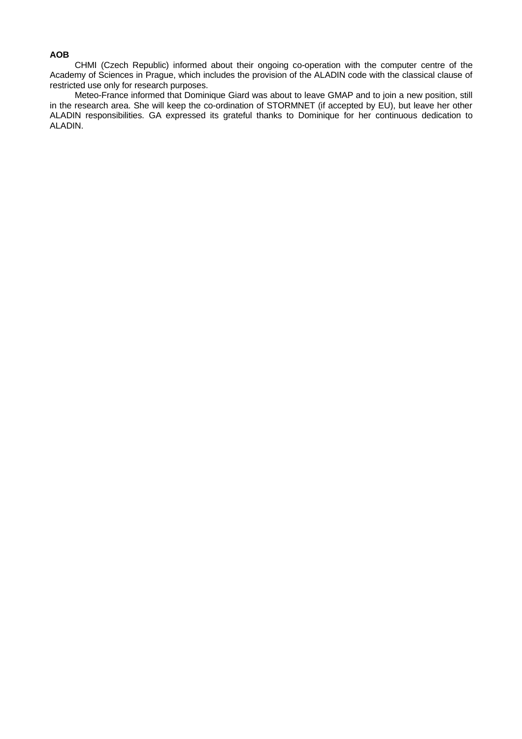**AOB**

CHMI (Czech Republic) informed about their ongoing co-operation with the computer centre of the Academy of Sciences in Prague, which includes the provision of the ALADIN code with the classical clause of restricted use only for research purposes.

Meteo-France informed that Dominique Giard was about to leave GMAP and to join a new position, still in the research area. She will keep the co-ordination of STORMNET (if accepted by EU), but leave her other ALADIN responsibilities. GA expressed its grateful thanks to Dominique for her continuous dedication to ALADIN.